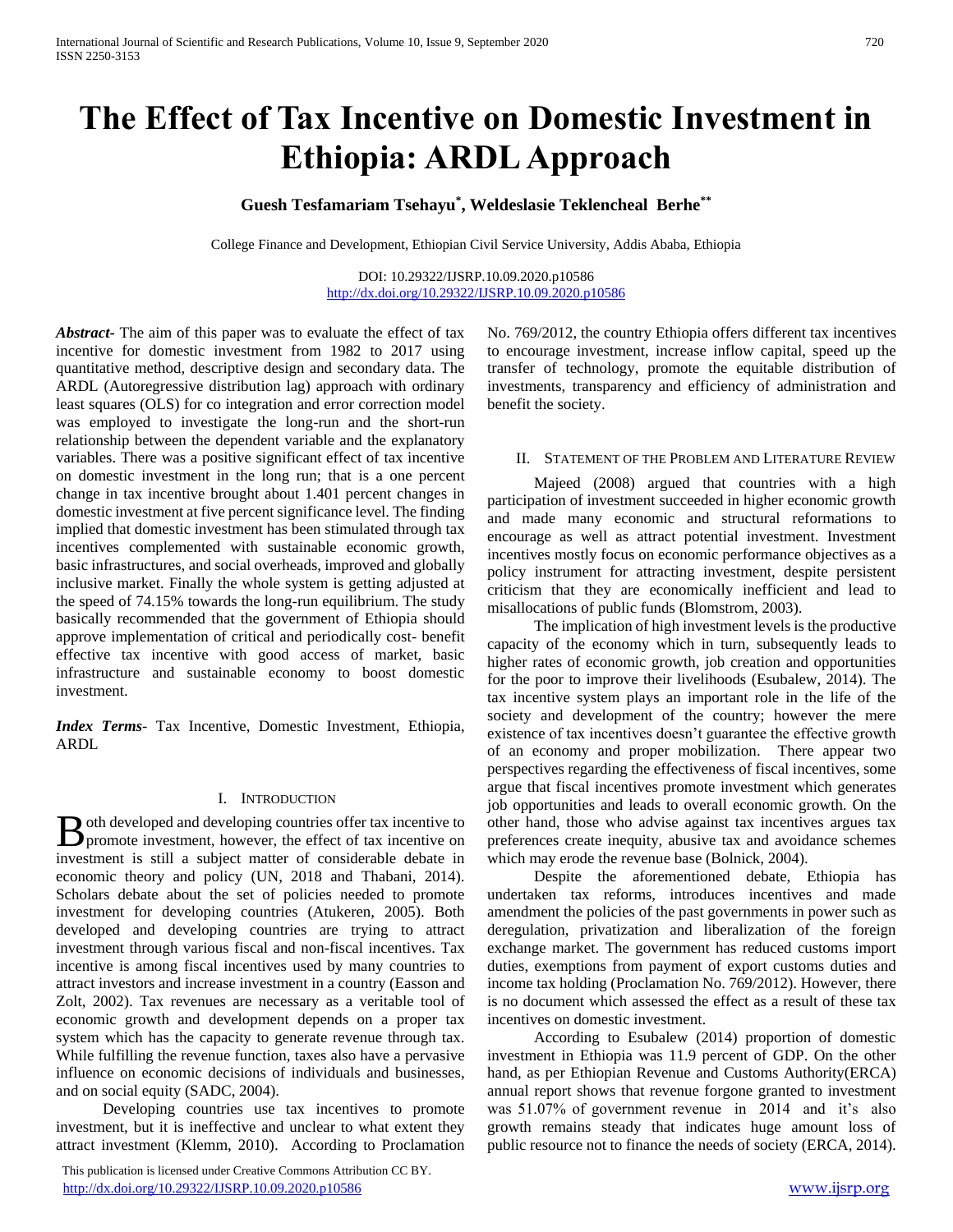# The Effect of Tax Incentive on Domestic Investment in Ethiopia: ARDL Approach

**Guesh Tesfamariam Tsehayu[*], Weldeslasie Teklencheal Berhe[**]**

College Finance and Development, Ethiopian Civil Service University, Addis Ababa, Ethiopia

DOI: 10.29322/IJSRP.10.09.2020.p10586
http://dx.doi.org/10.29322/IJSRP.10.09.2020.p10586

***Abstract*-** The aim of this paper was to evaluate the effect of tax incentive for domestic investment from 1982 to 2017 using quantitative method, descriptive design and secondary data. The ARDL (Autoregressive distribution lag) approach with ordinary least squares (OLS) for co integration and error correction model was employed to investigate the long-run and the short-run relationship between the dependent variable and the explanatory variables. There was a positive significant effect of tax incentive on domestic investment in the long run; that is a one percent change in tax incentive brought about 1.401 percent changes in domestic investment at five percent significance level. The finding implied that domestic investment has been stimulated through tax incentives complemented with sustainable economic growth, basic infrastructures, and social overheads, improved and globally inclusive market. Finally the whole system is getting adjusted at the speed of 74.15% towards the long-run equilibrium. The study basically recommended that the government of Ethiopia should approve implementation of critical and periodically cost- benefit effective tax incentive with good access of market, basic infrastructure and sustainable economy to boost domestic investment.

***Index Terms*-** Tax Incentive, Domestic Investment, Ethiopia, ARDL

## I. Introduction

Both developed and developing countries offer tax incentive to promote investment, however, the effect of tax incentive on investment is still a subject matter of considerable debate in economic theory and policy (UN, 2018 and Thabani, 2014). Scholars debate about the set of policies needed to promote investment for developing countries (Atukeren, 2005). Both developed and developing countries are trying to attract investment through various fiscal and non-fiscal incentives. Tax incentive is among fiscal incentives used by many countries to attract investors and increase investment in a country (Easson and Zolt, 2002). Tax revenues are necessary as a veritable tool of economic growth and development depends on a proper tax system which has the capacity to generate revenue through tax. While fulfilling the revenue function, taxes also have a pervasive influence on economic decisions of individuals and businesses, and on social equity (SADC, 2004).

Developing countries use tax incentives to promote investment, but it is ineffective and unclear to what extent they attract investment (Klemm, 2010). According to Proclamation No. 769/2012, the country Ethiopia offers different tax incentives to encourage investment, increase inflow capital, speed up the transfer of technology, promote the equitable distribution of investments, transparency and efficiency of administration and benefit the society.

## II. Statement of the Problem and Literature Review

Majeed (2008) argued that countries with a high participation of investment succeeded in higher economic growth and made many economic and structural reformations to encourage as well as attract potential investment. Investment incentives mostly focus on economic performance objectives as a policy instrument for attracting investment, despite persistent criticism that they are economically inefficient and lead to misallocations of public funds (Blomstrom, 2003).

The implication of high investment levels is the productive capacity of the economy which in turn, subsequently leads to higher rates of economic growth, job creation and opportunities for the poor to improve their livelihoods (Esubalew, 2014). The tax incentive system plays an important role in the life of the society and development of the country; however the mere existence of tax incentives doesn't guarantee the effective growth of an economy and proper mobilization. There appear two perspectives regarding the effectiveness of fiscal incentives, some argue that fiscal incentives promote investment which generates job opportunities and leads to overall economic growth. On the other hand, those who advise against tax incentives argues tax preferences create inequity, abusive tax and avoidance schemes which may erode the revenue base (Bolnick, 2004).

Despite the aforementioned debate, Ethiopia has undertaken tax reforms, introduces incentives and made amendment the policies of the past governments in power such as deregulation, privatization and liberalization of the foreign exchange market. The government has reduced customs import duties, exemptions from payment of export customs duties and income tax holding (Proclamation No. 769/2012). However, there is no document which assessed the effect as a result of these tax incentives on domestic investment.

According to Esubalew (2014) proportion of domestic investment in Ethiopia was 11.9 percent of GDP. On the other hand, as per Ethiopian Revenue and Customs Authority(ERCA) annual report shows that revenue forgone granted to investment was 51.07% of government revenue in 2014 and it's also growth remains steady that indicates huge amount loss of public resource not to finance the needs of society (ERCA, 2014).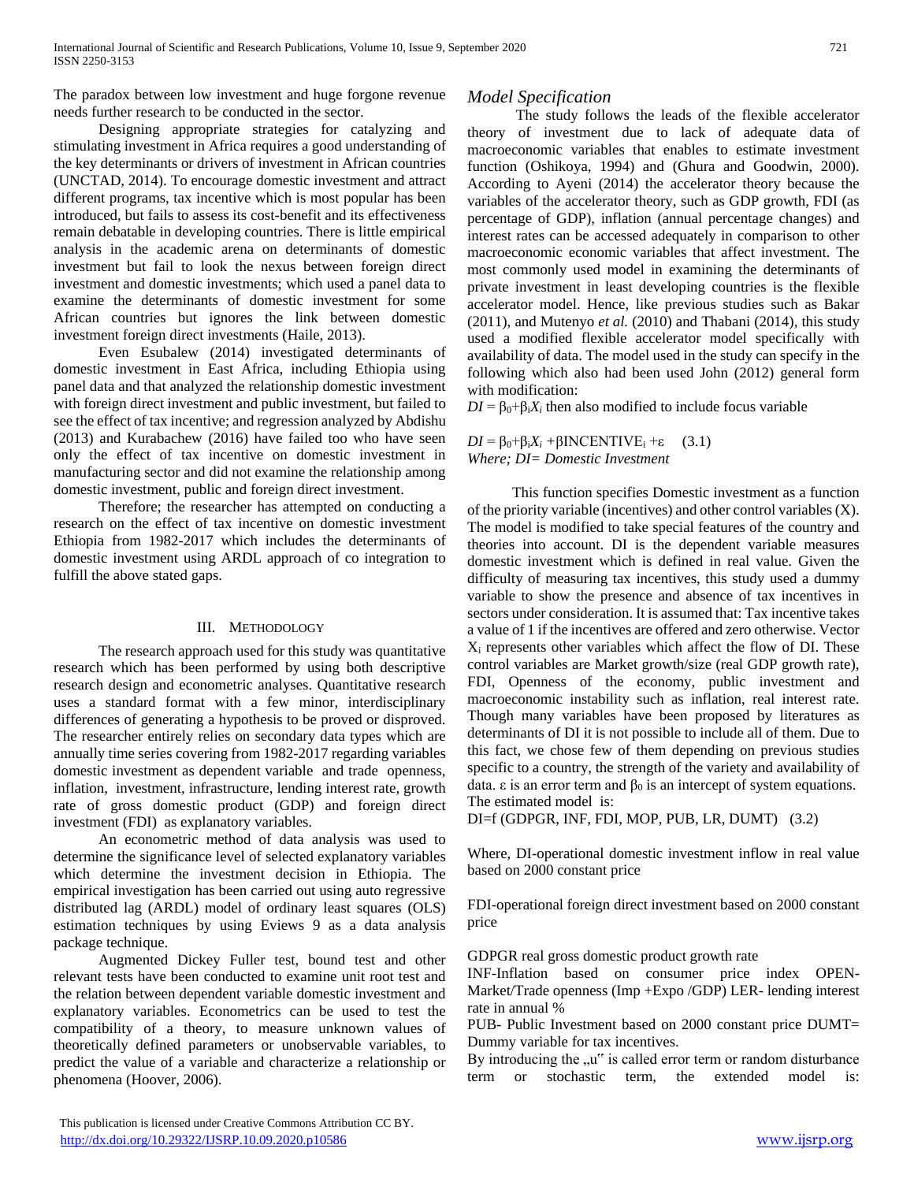The paradox between low investment and huge forgone revenue needs further research to be conducted in the sector.

Designing appropriate strategies for catalyzing and stimulating investment in Africa requires a good understanding of the key determinants or drivers of investment in African countries (UNCTAD, 2014). To encourage domestic investment and attract different programs, tax incentive which is most popular has been introduced, but fails to assess its cost-benefit and its effectiveness remain debatable in developing countries. There is little empirical analysis in the academic arena on determinants of domestic investment but fail to look the nexus between foreign direct investment and domestic investments; which used a panel data to examine the determinants of domestic investment for some African countries but ignores the link between domestic investment foreign direct investments (Haile, 2013).

Even Esubalew (2014) investigated determinants of domestic investment in East Africa, including Ethiopia using panel data and that analyzed the relationship domestic investment with foreign direct investment and public investment, but failed to see the effect of tax incentive; and regression analyzed by Abdishu (2013) and Kurabachew (2016) have failed too who have seen only the effect of tax incentive on domestic investment in manufacturing sector and did not examine the relationship among domestic investment, public and foreign direct investment.

Therefore; the researcher has attempted on conducting a research on the effect of tax incentive on domestic investment Ethiopia from 1982-2017 which includes the determinants of domestic investment using ARDL approach of co integration to fulfill the above stated gaps.

## III. Methodology

The research approach used for this study was quantitative research which has been performed by using both descriptive research design and econometric analyses. Quantitative research uses a standard format with a few minor, interdisciplinary differences of generating a hypothesis to be proved or disproved. The researcher entirely relies on secondary data types which are annually time series covering from 1982-2017 regarding variables domestic investment as dependent variable and trade openness, inflation, investment, infrastructure, lending interest rate, growth rate of gross domestic product (GDP) and foreign direct investment (FDI) as explanatory variables.

An econometric method of data analysis was used to determine the significance level of selected explanatory variables which determine the investment decision in Ethiopia. The empirical investigation has been carried out using auto regressive distributed lag (ARDL) model of ordinary least squares (OLS) estimation techniques by using Eviews 9 as a data analysis package technique.

Augmented Dickey Fuller test, bound test and other relevant tests have been conducted to examine unit root test and the relation between dependent variable domestic investment and explanatory variables. Econometrics can be used to test the compatibility of a theory, to measure unknown values of theoretically defined parameters or unobservable variables, to predict the value of a variable and characterize a relationship or phenomena (Hoover, 2006).

### *Model Specification*

The study follows the leads of the flexible accelerator theory of investment due to lack of adequate data of macroeconomic variables that enables to estimate investment function (Oshikoya, 1994) and (Ghura and Goodwin, 2000). According to Ayeni (2014) the accelerator theory because the variables of the accelerator theory, such as GDP growth, FDI (as percentage of GDP), inflation (annual percentage changes) and interest rates can be accessed adequately in comparison to other macroeconomic economic variables that affect investment. The most commonly used model in examining the determinants of private investment in least developing countries is the flexible accelerator model. Hence, like previous studies such as Bakar (2011), and Mutenyo *et al.* (2010) and Thabani (2014), this study used a modified flexible accelerator model specifically with availability of data. The model used in the study can specify in the following which also had been used John (2012) general form with modification:

$DI = \beta_0+\beta_i X_i$ then also modified to include focus variable

$$DI = \beta_0+\beta_i X_i + \beta INCENTIVE_i + \varepsilon \quad (3.1)$$

*Where; DI= Domestic Investment*

This function specifies Domestic investment as a function of the priority variable (incentives) and other control variables (X). The model is modified to take special features of the country and theories into account. DI is the dependent variable measures domestic investment which is defined in real value. Given the difficulty of measuring tax incentives, this study used a dummy variable to show the presence and absence of tax incentives in sectors under consideration. It is assumed that: Tax incentive takes a value of 1 if the incentives are offered and zero otherwise. Vector $X_i$ represents other variables which affect the flow of DI. These control variables are Market growth/size (real GDP growth rate), FDI, Openness of the economy, public investment and macroeconomic instability such as inflation, real interest rate. Though many variables have been proposed by literatures as determinants of DI it is not possible to include all of them. Due to this fact, we chose few of them depending on previous studies specific to a country, the strength of the variety and availability of data. $\varepsilon$ is an error term and $\beta_0$ is an intercept of system equations. The estimated model is:

DI=f (GDPGR, INF, FDI, MOP, PUB, LR, DUMT) (3.2)

Where, DI-operational domestic investment inflow in real value based on 2000 constant price

FDI-operational foreign direct investment based on 2000 constant price

GDPGR real gross domestic product growth rate

INF-Inflation based on consumer price index OPEN-Market/Trade openness (Imp +Expo /GDP) LER- lending interest rate in annual %

PUB- Public Investment based on 2000 constant price DUMT= Dummy variable for tax incentives.

By introducing the „u" is called error term or random disturbance term or stochastic term, the extended model is: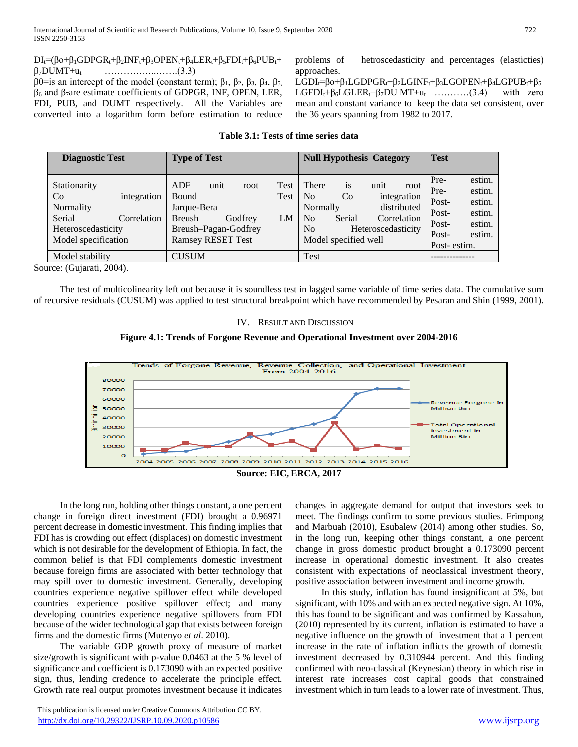$DI_t=(\beta_0+\beta_1 GDPGR_t+\beta_2 INF_t+\beta_3 OPEN_t+\beta_4 LER_t+\beta_5 FDI_t+\beta_6 PUB_t+\beta_7 DUMT+u_t$ ……………..…….(3.3)

$\beta_0$=is an intercept of the model (constant term); $\beta_1$, $\beta_2$, $\beta_3$, $\beta_4$, $\beta_5$, $\beta_6$ and $\beta_7$are estimate coefficients of GDPGR, INF, OPEN, LER, FDI, PUB, and DUMT respectively. All the Variables are converted into a logarithm form before estimation to reduce problems of hetroscedasticity and percentages (elasticties) approaches.

$LGDI_t=\beta_0+\beta_1 LGDPGR_t+\beta_2 LGINF_t+\beta_3 LGOPEN_t+\beta_4 LGPUB_t+\beta_5 LGFDI_t+\beta_6 LGLER_t+\beta_7 DU\ MT+u_t$ …………(3.4) with zero mean and constant variance to keep the data set consistent, over the 36 years spanning from 1982 to 2017.

**Table 3.1: Tests of time series data**

| Diagnostic Test | Type of Test | Null Hypothesis Category | Test |
|---|---|---|---|
| Stationarity | ADF unit root Test | There is unit root | Pre- estim. |
| Co integration | Bound Test | No Co integration | Pre- estim. |
| Normality | Jarque-Bera | Normally distributed | Post- estim. |
| Serial Correlation | Breush –Godfrey LM | No Serial Correlation | Post- estim. |
| Heteroscedasticity | Breush–Pagan-Godfrey | No Heteroscedasticity | Post- estim. |
| Model specification | Ramsey RESET Test | Model specified well | Post- estim. |
| | | | Post- estim. |
| Model stability | CUSUM | Test | -------------- |

Source: (Gujarati, 2004).

The test of multicolinearity left out because it is soundless test in lagged same variable of time series data. The cumulative sum of recursive residuals (CUSUM) was applied to test structural breakpoint which have recommended by Pesaran and Shin (1999, 2001).

## IV. Result and Discussion

**Figure 4.1: Trends of Forgone Revenue and Operational Investment over 2004-2016**

**Source: EIC, ERCA, 2017**

In the long run, holding other things constant, a one percent change in foreign direct investment (FDI) brought a 0.96971 percent decrease in domestic investment. This finding implies that FDI has is crowding out effect (displaces) on domestic investment which is not desirable for the development of Ethiopia. In fact, the common belief is that FDI complements domestic investment because foreign firms are associated with better technology that may spill over to domestic investment. Generally, developing countries experience negative spillover effect while developed countries experience positive spillover effect; and many developing countries experience negative spillovers from FDI because of the wider technological gap that exists between foreign firms and the domestic firms (Mutenyo *et al*. 2010).

The variable GDP growth proxy of measure of market size/growth is significant with p-value 0.0463 at the 5 % level of significance and coefficient is 0.173090 with an expected positive sign, thus, lending credence to accelerate the principle effect. Growth rate real output promotes investment because it indicates changes in aggregate demand for output that investors seek to meet. The findings confirm to some previous studies. Frimpong and Marbuah (2010), Esubalew (2014) among other studies. So, in the long run, keeping other things constant, a one percent change in gross domestic product brought a 0.173090 percent increase in operational domestic investment. It also creates consistent with expectations of neoclassical investment theory, positive association between investment and income growth.

In this study, inflation has found insignificant at 5%, but significant, with 10% and with an expected negative sign. At 10%, this has found to be significant and was confirmed by Kassahun, (2010) represented by its current, inflation is estimated to have a negative influence on the growth of investment that a 1 percent increase in the rate of inflation inflicts the growth of domestic investment decreased by 0.310944 percent. And this finding confirmed with neo-classical (Keynesian) theory in which rise in interest rate increases cost capital goods that constrained investment which in turn leads to a lower rate of investment. Thus,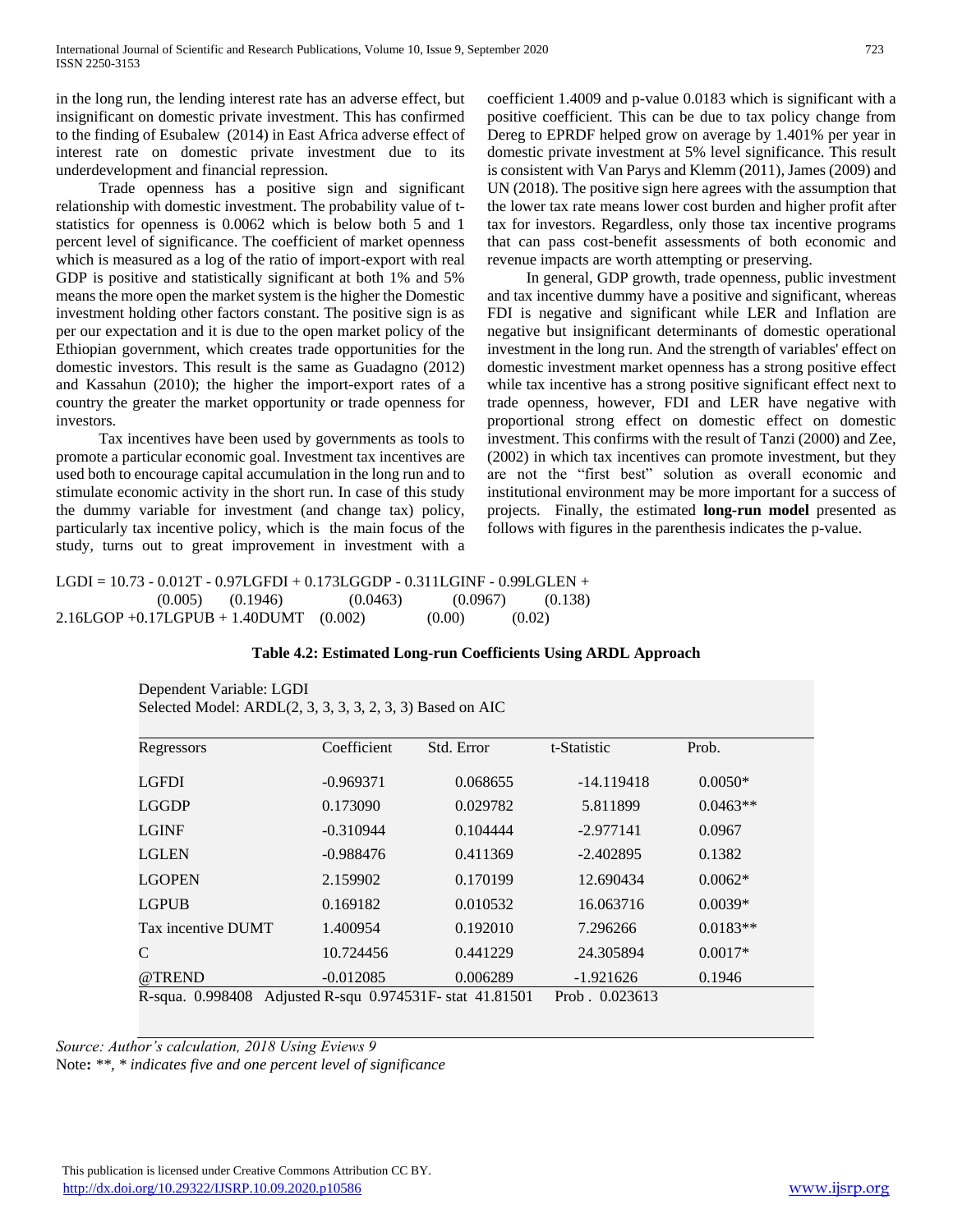in the long run, the lending interest rate has an adverse effect, but insignificant on domestic private investment. This has confirmed to the finding of Esubalew (2014) in East Africa adverse effect of interest rate on domestic private investment due to its underdevelopment and financial repression.

Trade openness has a positive sign and significant relationship with domestic investment. The probability value of t-statistics for openness is 0.0062 which is below both 5 and 1 percent level of significance. The coefficient of market openness which is measured as a log of the ratio of import-export with real GDP is positive and statistically significant at both 1% and 5% means the more open the market system is the higher the Domestic investment holding other factors constant. The positive sign is as per our expectation and it is due to the open market policy of the Ethiopian government, which creates trade opportunities for the domestic investors. This result is the same as Guadagno (2012) and Kassahun (2010); the higher the import-export rates of a country the greater the market opportunity or trade openness for investors.

Tax incentives have been used by governments as tools to promote a particular economic goal. Investment tax incentives are used both to encourage capital accumulation in the long run and to stimulate economic activity in the short run. In case of this study the dummy variable for investment (and change tax) policy, particularly tax incentive policy, which is the main focus of the study, turns out to great improvement in investment with a coefficient 1.4009 and p-value 0.0183 which is significant with a positive coefficient. This can be due to tax policy change from Dereg to EPRDF helped grow on average by 1.401% per year in domestic private investment at 5% level significance. This result is consistent with Van Parys and Klemm (2011), James (2009) and UN (2018). The positive sign here agrees with the assumption that the lower tax rate means lower cost burden and higher profit after tax for investors. Regardless, only those tax incentive programs that can pass cost-benefit assessments of both economic and revenue impacts are worth attempting or preserving.

In general, GDP growth, trade openness, public investment and tax incentive dummy have a positive and significant, whereas FDI is negative and significant while LER and Inflation are negative but insignificant determinants of domestic operational investment in the long run. And the strength of variables' effect on domestic investment market openness has a strong positive effect while tax incentive has a strong positive significant effect next to trade openness, however, FDI and LER have negative with proportional strong effect on domestic effect on domestic investment. This confirms with the result of Tanzi (2000) and Zee, (2002) in which tax incentives can promote investment, but they are not the "first best" solution as overall economic and institutional environment may be more important for a success of projects. Finally, the estimated **long-run model** presented as follows with figures in the parenthesis indicates the p-value.

$$LGDI = 10.73 - 0.012T - 0.97LGFDI + 0.173LGGDP - 0.311LGINF - 0.99LGLEN +$$
$$\quad (0.005) \quad (0.1946) \quad (0.0463) \quad (0.0967) \quad (0.138)$$
$$2.16LGOP + 0.17LGPUB + 1.40DUMT \quad (0.002) \quad (0.00) \quad (0.02)$$

**Table 4.2: Estimated Long-run Coefficients Using ARDL Approach**

Dependent Variable: LGDI
Selected Model: ARDL(2, 3, 3, 3, 3, 2, 3, 3) Based on AIC

| Regressors | Coefficient | Std. Error | t-Statistic | Prob. |
|---|---|---|---|---|
| LGFDI | -0.969371 | 0.068655 | -14.119418 | 0.0050* |
| LGGDP | 0.173090 | 0.029782 | 5.811899 | 0.0463** |
| LGINF | -0.310944 | 0.104444 | -2.977141 | 0.0967 |
| LGLEN | -0.988476 | 0.411369 | -2.402895 | 0.1382 |
| LGOPEN | 2.159902 | 0.170199 | 12.690434 | 0.0062* |
| LGPUB | 0.169182 | 0.010532 | 16.063716 | 0.0039* |
| Tax incentive DUMT | 1.400954 | 0.192010 | 7.296266 | 0.0183** |
| C | 10.724456 | 0.441229 | 24.305894 | 0.0017* |
| @TREND | -0.012085 | 0.006289 | -1.921626 | 0.1946 |

R-squa. 0.998408 Adjusted R-squ 0.974531 F- stat 41.81501 Prob . 0.023613

*Source: Author's calculation, 2018 Using Eviews 9*

Note: *\*\*, \* indicates five and one percent level of significance*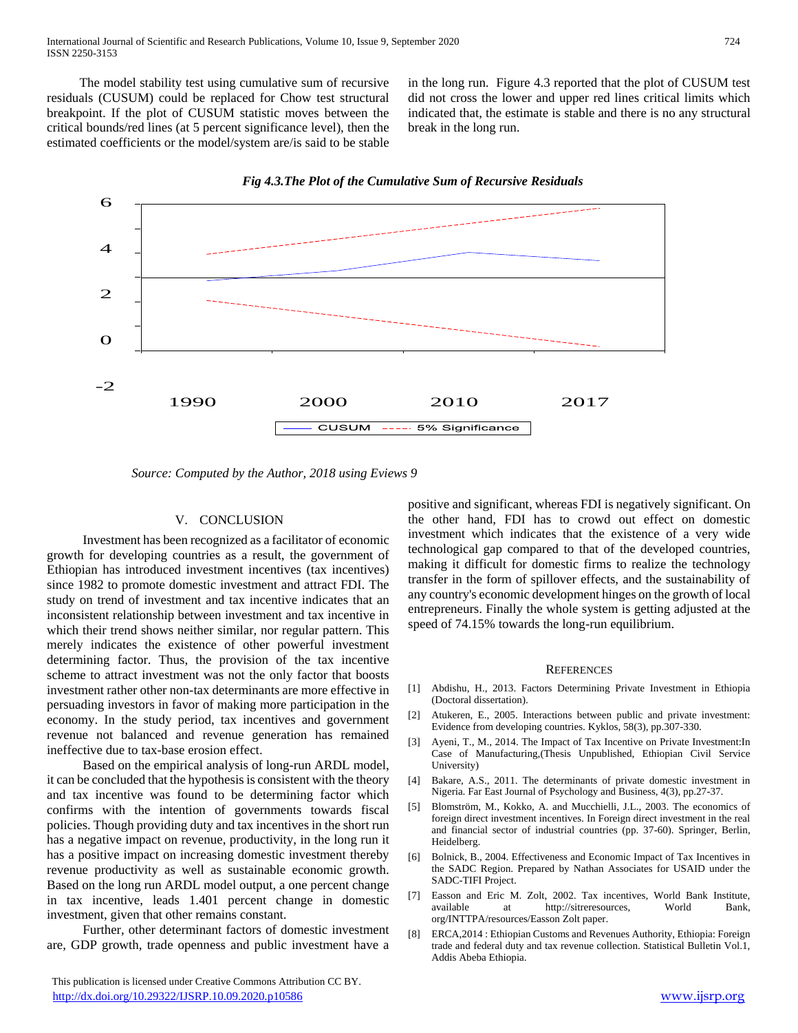The model stability test using cumulative sum of recursive residuals (CUSUM) could be replaced for Chow test structural breakpoint. If the plot of CUSUM statistic moves between the critical bounds/red lines (at 5 percent significance level), then the estimated coefficients or the model/system are/is said to be stable in the long run. Figure 4.3 reported that the plot of CUSUM test did not cross the lower and upper red lines critical limits which indicated that, the estimate is stable and there is no any structural break in the long run.

***Fig 4.3.The Plot of the Cumulative Sum of Recursive Residuals***

*Source: Computed by the Author, 2018 using Eviews 9*

## V. CONCLUSION

Investment has been recognized as a facilitator of economic growth for developing countries as a result, the government of Ethiopian has introduced investment incentives (tax incentives) since 1982 to promote domestic investment and attract FDI. The study on trend of investment and tax incentive indicates that an inconsistent relationship between investment and tax incentive in which their trend shows neither similar, nor regular pattern. This merely indicates the existence of other powerful investment determining factor. Thus, the provision of the tax incentive scheme to attract investment was not the only factor that boosts investment rather other non-tax determinants are more effective in persuading investors in favor of making more participation in the economy. In the study period, tax incentives and government revenue not balanced and revenue generation has remained ineffective due to tax-base erosion effect.

Based on the empirical analysis of long-run ARDL model, it can be concluded that the hypothesis is consistent with the theory and tax incentive was found to be determining factor which confirms with the intention of governments towards fiscal policies. Though providing duty and tax incentives in the short run has a negative impact on revenue, productivity, in the long run it has a positive impact on increasing domestic investment thereby revenue productivity as well as sustainable economic growth. Based on the long run ARDL model output, a one percent change in tax incentive, leads 1.401 percent change in domestic investment, given that other remains constant.

Further, other determinant factors of domestic investment are, GDP growth, trade openness and public investment have a positive and significant, whereas FDI is negatively significant. On the other hand, FDI has to crowd out effect on domestic investment which indicates that the existence of a very wide technological gap compared to that of the developed countries, making it difficult for domestic firms to realize the technology transfer in the form of spillover effects, and the sustainability of any country's economic development hinges on the growth of local entrepreneurs. Finally the whole system is getting adjusted at the speed of 74.15% towards the long-run equilibrium.

## REFERENCES

[1] Abdishu, H., 2013. Factors Determining Private Investment in Ethiopia (Doctoral dissertation).

[2] Atukeren, E., 2005. Interactions between public and private investment: Evidence from developing countries. Kyklos, 58(3), pp.307-330.

[3] Ayeni, T., M., 2014. The Impact of Tax Incentive on Private Investment:In Case of Manufacturing,(Thesis Unpublished, Ethiopian Civil Service University)

[4] Bakare, A.S., 2011. The determinants of private domestic investment in Nigeria. Far East Journal of Psychology and Business, 4(3), pp.27-37.

[5] Blomström, M., Kokko, A. and Mucchielli, J.L., 2003. The economics of foreign direct investment incentives. In Foreign direct investment in the real and financial sector of industrial countries (pp. 37-60). Springer, Berlin, Heidelberg.

[6] Bolnick, B., 2004. Effectiveness and Economic Impact of Tax Incentives in the SADC Region. Prepared by Nathan Associates for USAID under the SADC-TIFI Project.

[7] Easson and Eric M. Zolt, 2002. Tax incentives, World Bank Institute, available at http://sitreresources, World Bank, org/INTTPA/resources/Easson Zolt paper.

[8] ERCA,2014 : Ethiopian Customs and Revenues Authority, Ethiopia: Foreign trade and federal duty and tax revenue collection. Statistical Bulletin Vol.1, Addis Abeba Ethiopia.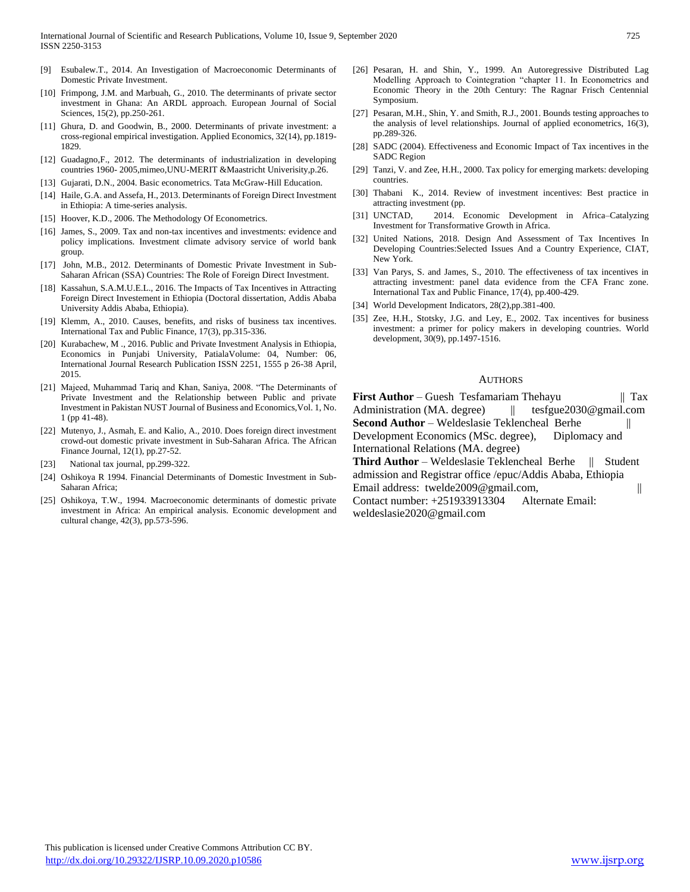[9] Esubalew.T., 2014. An Investigation of Macroeconomic Determinants of Domestic Private Investment.

[10] Frimpong, J.M. and Marbuah, G., 2010. The determinants of private sector investment in Ghana: An ARDL approach. European Journal of Social Sciences, 15(2), pp.250-261.

[11] Ghura, D. and Goodwin, B., 2000. Determinants of private investment: a cross-regional empirical investigation. Applied Economics, 32(14), pp.1819-1829.

[12] Guadagno,F., 2012. The determinants of industrialization in developing countries 1960- 2005,mimeo,UNU-MERIT &Maastricht Univerisity,p.26.

[13] Gujarati, D.N., 2004. Basic econometrics. Tata McGraw-Hill Education.

[14] Haile, G.A. and Assefa, H., 2013. Determinants of Foreign Direct Investment in Ethiopia: A time-series analysis.

[15] Hoover, K.D., 2006. The Methodology Of Econometrics.

[16] James, S., 2009. Tax and non-tax incentives and investments: evidence and policy implications. Investment climate advisory service of world bank group.

[17] John, M.B., 2012. Determinants of Domestic Private Investment in Sub-Saharan African (SSA) Countries: The Role of Foreign Direct Investment.

[18] Kassahun, S.A.M.U.E.L., 2016. The Impacts of Tax Incentives in Attracting Foreign Direct Investement in Ethiopia (Doctoral dissertation, Addis Ababa University Addis Ababa, Ethiopia).

[19] Klemm, A., 2010. Causes, benefits, and risks of business tax incentives. International Tax and Public Finance, 17(3), pp.315-336.

[20] Kurabachew, M ., 2016. Public and Private Investment Analysis in Ethiopia, Economics in Punjabi University, PatialaVolume: 04, Number: 06, International Journal Research Publication ISSN 2251, 1555 p 26-38 April, 2015.

[21] Majeed, Muhammad Tariq and Khan, Saniya, 2008. "The Determinants of Private Investment and the Relationship between Public and private Investment in Pakistan NUST Journal of Business and Economics,Vol. 1, No. 1 (pp 41-48).

[22] Mutenyo, J., Asmah, E. and Kalio, A., 2010. Does foreign direct investment crowd-out domestic private investment in Sub-Saharan Africa. The African Finance Journal, 12(1), pp.27-52.

[23] National tax journal, pp.299-322.

[24] Oshikoya R 1994. Financial Determinants of Domestic Investment in Sub-Saharan Africa;

[25] Oshikoya, T.W., 1994. Macroeconomic determinants of domestic private investment in Africa: An empirical analysis. Economic development and cultural change, 42(3), pp.573-596.

[26] Pesaran, H. and Shin, Y., 1999. An Autoregressive Distributed Lag Modelling Approach to Cointegration "chapter 11. In Econometrics and Economic Theory in the 20th Century: The Ragnar Frisch Centennial Symposium.

[27] Pesaran, M.H., Shin, Y. and Smith, R.J., 2001. Bounds testing approaches to the analysis of level relationships. Journal of applied econometrics, 16(3), pp.289-326.

[28] SADC (2004). Effectiveness and Economic Impact of Tax incentives in the SADC Region

[29] Tanzi, V. and Zee, H.H., 2000. Tax policy for emerging markets: developing countries.

[30] Thabani K., 2014. Review of investment incentives: Best practice in attracting investment (pp.

[31] UNCTAD, 2014. Economic Development in Africa–Catalyzing Investment for Transformative Growth in Africa.

[32] United Nations, 2018. Design And Assessment of Tax Incentives In Developing Countries:Selected Issues And a Country Experience, CIAT, New York.

[33] Van Parys, S. and James, S., 2010. The effectiveness of tax incentives in attracting investment: panel data evidence from the CFA Franc zone. International Tax and Public Finance, 17(4), pp.400-429.

[34] World Development Indicators, 28(2),pp.381-400.

[35] Zee, H.H., Stotsky, J.G. and Ley, E., 2002. Tax incentives for business investment: a primer for policy makers in developing countries. World development, 30(9), pp.1497-1516.

## Authors

**First Author** – Guesh Tesfamariam Thehayu || Tax Administration (MA. degree) || tesfgue2030@gmail.com

**Second Author** – Weldeslasie Teklencheal Berhe || Development Economics (MSc. degree), Diplomacy and International Relations (MA. degree)

**Third Author** – Weldeslasie Teklencheal Berhe || Student admission and Registrar office /epuc/Addis Ababa, Ethiopia Email address: twelde2009@gmail.com, || Contact number: +251933913304 Alternate Email: weldeslasie2020@gmail.com

This publication is licensed under Creative Commons Attribution CC BY.
http://dx.doi.org/10.29322/IJSRP.10.09.2020.p10586 www.ijsrp.org